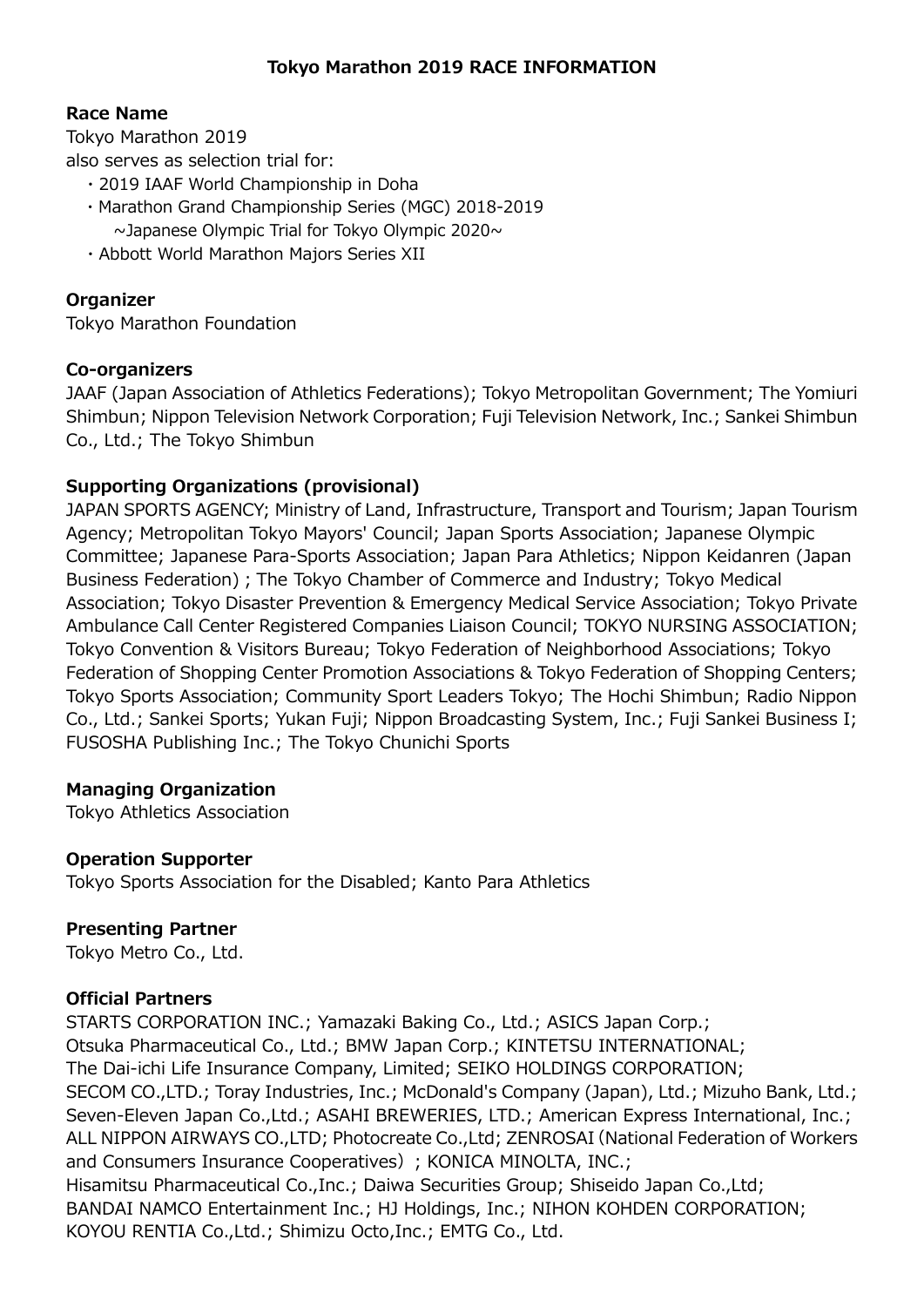# Tokyo Marathon 2019 RACE INFORMATION

### Race Name

Tokyo Marathon 2019
also serves as selection trial for:

- 2019 IAAF World Championship in Doha
- Marathon Grand Championship Series (MGC) 2018-2019
  ~Japanese Olympic Trial for Tokyo Olympic 2020~
- Abbott World Marathon Majors Series XII

### Organizer

Tokyo Marathon Foundation

### Co-organizers

JAAF (Japan Association of Athletics Federations); Tokyo Metropolitan Government; The Yomiuri Shimbun; Nippon Television Network Corporation; Fuji Television Network, Inc.; Sankei Shimbun Co., Ltd.; The Tokyo Shimbun

### Supporting Organizations (provisional)

JAPAN SPORTS AGENCY; Ministry of Land, Infrastructure, Transport and Tourism; Japan Tourism Agency; Metropolitan Tokyo Mayors' Council; Japan Sports Association; Japanese Olympic Committee; Japanese Para-Sports Association; Japan Para Athletics; Nippon Keidanren (Japan Business Federation) ; The Tokyo Chamber of Commerce and Industry; Tokyo Medical Association; Tokyo Disaster Prevention & Emergency Medical Service Association; Tokyo Private Ambulance Call Center Registered Companies Liaison Council; TOKYO NURSING ASSOCIATION; Tokyo Convention & Visitors Bureau; Tokyo Federation of Neighborhood Associations; Tokyo Federation of Shopping Center Promotion Associations & Tokyo Federation of Shopping Centers; Tokyo Sports Association; Community Sport Leaders Tokyo; The Hochi Shimbun; Radio Nippon Co., Ltd.; Sankei Sports; Yukan Fuji; Nippon Broadcasting System, Inc.; Fuji Sankei Business I; FUSOSHA Publishing Inc.; The Tokyo Chunichi Sports

### Managing Organization

Tokyo Athletics Association

### Operation Supporter

Tokyo Sports Association for the Disabled; Kanto Para Athletics

### Presenting Partner

Tokyo Metro Co., Ltd.

### Official Partners

STARTS CORPORATION INC.; Yamazaki Baking Co., Ltd.; ASICS Japan Corp.; Otsuka Pharmaceutical Co., Ltd.; BMW Japan Corp.; KINTETSU INTERNATIONAL; The Dai-ichi Life Insurance Company, Limited; SEIKO HOLDINGS CORPORATION; SECOM CO.,LTD.; Toray Industries, Inc.; McDonald's Company (Japan), Ltd.; Mizuho Bank, Ltd.; Seven-Eleven Japan Co.,Ltd.; ASAHI BREWERIES, LTD.; American Express International, Inc.; ALL NIPPON AIRWAYS CO.,LTD; Photocreate Co.,Ltd; ZENROSAI（National Federation of Workers and Consumers Insurance Cooperatives）; KONICA MINOLTA, INC.; Hisamitsu Pharmaceutical Co.,Inc.; Daiwa Securities Group; Shiseido Japan Co.,Ltd; BANDAI NAMCO Entertainment Inc.; HJ Holdings, Inc.; NIHON KOHDEN CORPORATION; KOYOU RENTIA Co.,Ltd.; Shimizu Octo,Inc.; EMTG Co., Ltd.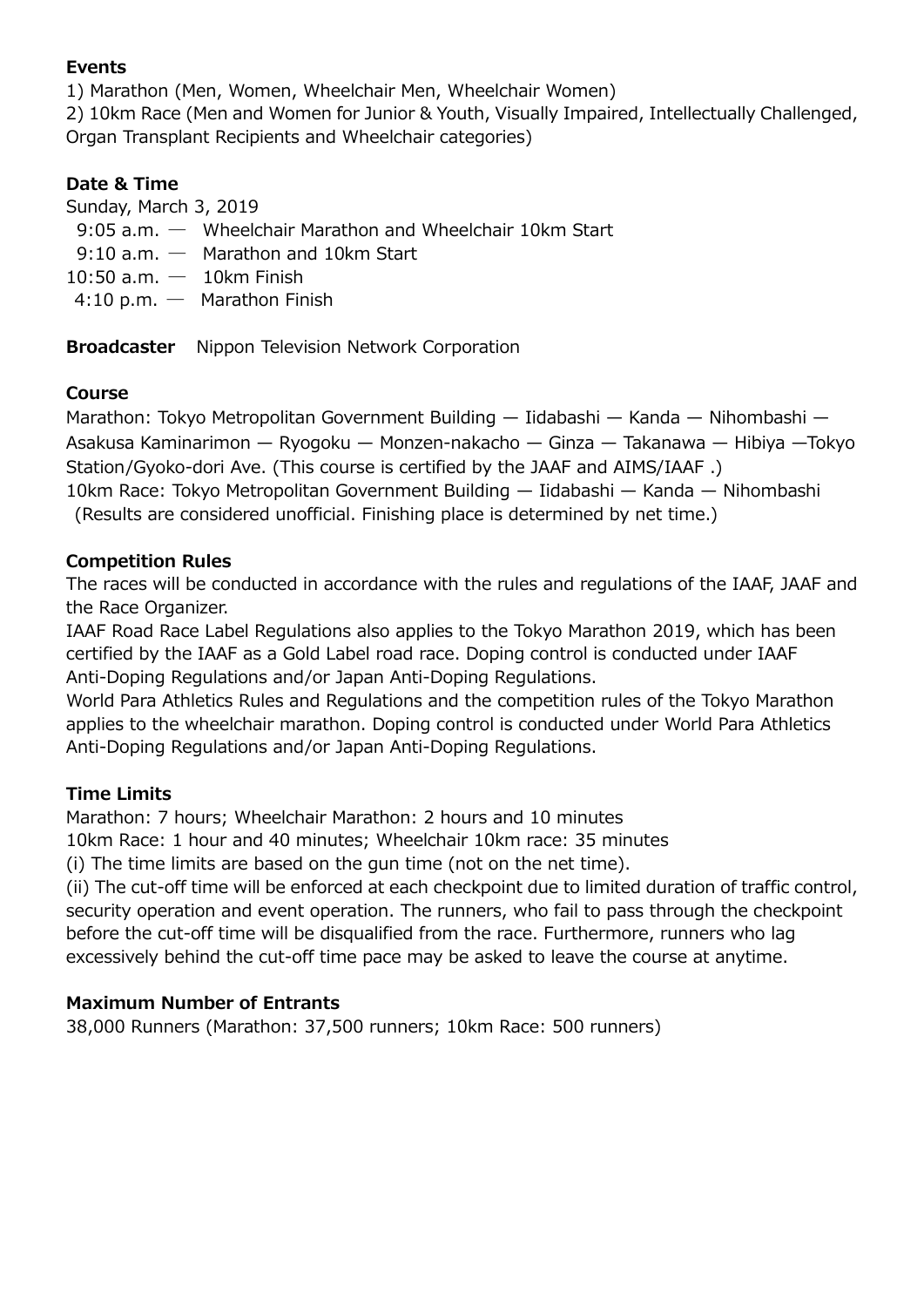**Events**

1) Marathon (Men, Women, Wheelchair Men, Wheelchair Women)
2) 10km Race (Men and Women for Junior & Youth, Visually Impaired, Intellectually Challenged, Organ Transplant Recipients and Wheelchair categories)

**Date & Time**

Sunday, March 3, 2019
9:05 a.m. — Wheelchair Marathon and Wheelchair 10km Start
9:10 a.m. — Marathon and 10km Start
10:50 a.m. — 10km Finish
4:10 p.m. — Marathon Finish

**Broadcaster** Nippon Television Network Corporation

**Course**

Marathon: Tokyo Metropolitan Government Building — Iidabashi — Kanda — Nihombashi — Asakusa Kaminarimon — Ryogoku — Monzen-nakacho — Ginza — Takanawa — Hibiya —Tokyo Station/Gyoko-dori Ave. (This course is certified by the JAAF and AIMS/IAAF .)
10km Race: Tokyo Metropolitan Government Building — Iidabashi — Kanda — Nihombashi
(Results are considered unofficial. Finishing place is determined by net time.)

**Competition Rules**

The races will be conducted in accordance with the rules and regulations of the IAAF, JAAF and the Race Organizer.
IAAF Road Race Label Regulations also applies to the Tokyo Marathon 2019, which has been certified by the IAAF as a Gold Label road race. Doping control is conducted under IAAF Anti-Doping Regulations and/or Japan Anti-Doping Regulations.
World Para Athletics Rules and Regulations and the competition rules of the Tokyo Marathon applies to the wheelchair marathon. Doping control is conducted under World Para Athletics Anti-Doping Regulations and/or Japan Anti-Doping Regulations.

**Time Limits**

Marathon: 7 hours; Wheelchair Marathon: 2 hours and 10 minutes
10km Race: 1 hour and 40 minutes; Wheelchair 10km race: 35 minutes
(i) The time limits are based on the gun time (not on the net time).
(ii) The cut-off time will be enforced at each checkpoint due to limited duration of traffic control, security operation and event operation. The runners, who fail to pass through the checkpoint before the cut-off time will be disqualified from the race. Furthermore, runners who lag excessively behind the cut-off time pace may be asked to leave the course at anytime.

**Maximum Number of Entrants**

38,000 Runners (Marathon: 37,500 runners; 10km Race: 500 runners)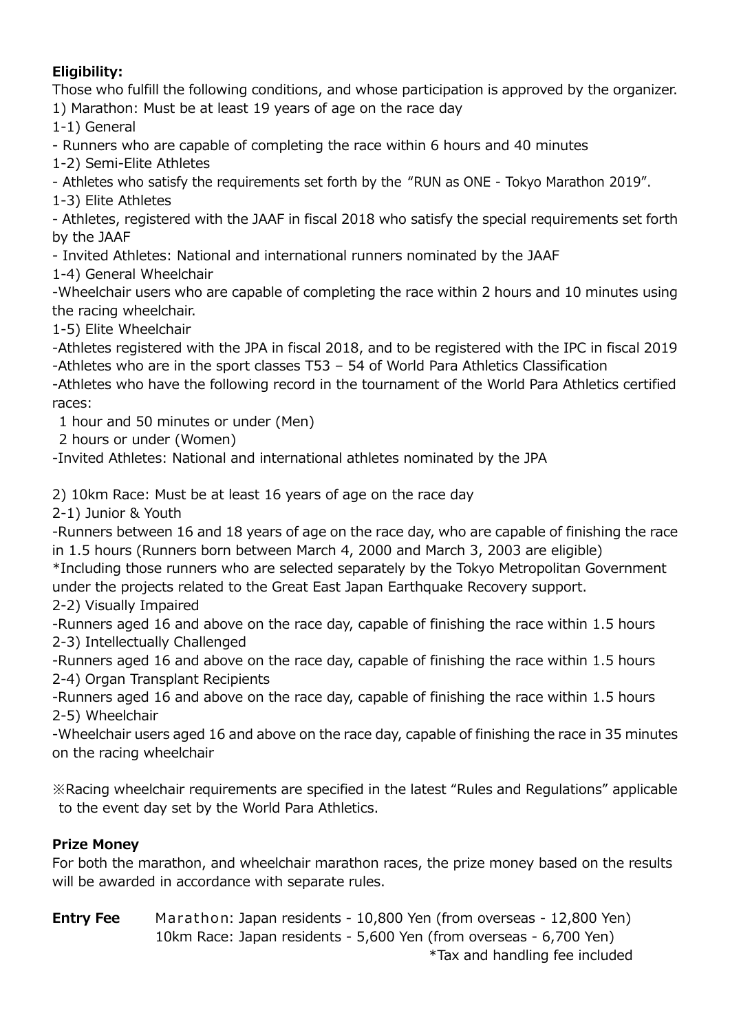**Eligibility:**

Those who fulfill the following conditions, and whose participation is approved by the organizer.

1) Marathon: Must be at least 19 years of age on the race day

1-1) General

- Runners who are capable of completing the race within 6 hours and 40 minutes

1-2) Semi-Elite Athletes

- Athletes who satisfy the requirements set forth by the “RUN as ONE - Tokyo Marathon 2019”.

1-3) Elite Athletes

- Athletes, registered with the JAAF in fiscal 2018 who satisfy the special requirements set forth by the JAAF
- Invited Athletes: National and international runners nominated by the JAAF

1-4) General Wheelchair

-Wheelchair users who are capable of completing the race within 2 hours and 10 minutes using the racing wheelchair.

1-5) Elite Wheelchair

-Athletes registered with the JPA in fiscal 2018, and to be registered with the IPC in fiscal 2019

-Athletes who are in the sport classes T53 – 54 of World Para Athletics Classification

-Athletes who have the following record in the tournament of the World Para Athletics certified races:

 1 hour and 50 minutes or under (Men)

 2 hours or under (Women)

-Invited Athletes: National and international athletes nominated by the JPA

2) 10km Race: Must be at least 16 years of age on the race day

2-1) Junior & Youth

-Runners between 16 and 18 years of age on the race day, who are capable of finishing the race in 1.5 hours (Runners born between March 4, 2000 and March 3, 2003 are eligible)

*Including those runners who are selected separately by the Tokyo Metropolitan Government under the projects related to the Great East Japan Earthquake Recovery support.

2-2) Visually Impaired

-Runners aged 16 and above on the race day, capable of finishing the race within 1.5 hours

2-3) Intellectually Challenged

-Runners aged 16 and above on the race day, capable of finishing the race within 1.5 hours

2-4) Organ Transplant Recipients

-Runners aged 16 and above on the race day, capable of finishing the race within 1.5 hours

2-5) Wheelchair

-Wheelchair users aged 16 and above on the race day, capable of finishing the race in 35 minutes on the racing wheelchair

※Racing wheelchair requirements are specified in the latest “Rules and Regulations” applicable to the event day set by the World Para Athletics.

**Prize Money**

For both the marathon, and wheelchair marathon races, the prize money based on the results will be awarded in accordance with separate rules.

**Entry Fee** Marathon: Japan residents - 10,800 Yen (from overseas - 12,800 Yen)

10km Race: Japan residents - 5,600 Yen (from overseas - 6,700 Yen)

*Tax and handling fee included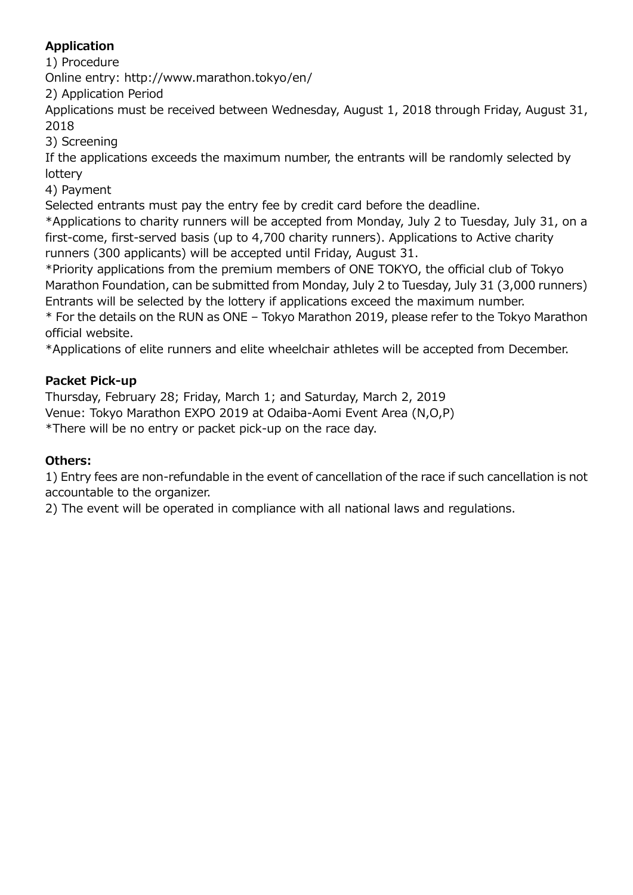**Application**

1) Procedure

Online entry: http://www.marathon.tokyo/en/

2) Application Period

Applications must be received between Wednesday, August 1, 2018 through Friday, August 31, 2018

3) Screening

If the applications exceeds the maximum number, the entrants will be randomly selected by lottery

4) Payment

Selected entrants must pay the entry fee by credit card before the deadline.

*Applications to charity runners will be accepted from Monday, July 2 to Tuesday, July 31, on a first-come, first-served basis (up to 4,700 charity runners). Applications to Active charity runners (300 applicants) will be accepted until Friday, August 31.

*Priority applications from the premium members of ONE TOKYO, the official club of Tokyo Marathon Foundation, can be submitted from Monday, July 2 to Tuesday, July 31 (3,000 runners) Entrants will be selected by the lottery if applications exceed the maximum number.

* For the details on the RUN as ONE – Tokyo Marathon 2019, please refer to the Tokyo Marathon official website.

*Applications of elite runners and elite wheelchair athletes will be accepted from December.

**Packet Pick-up**

Thursday, February 28; Friday, March 1; and Saturday, March 2, 2019

Venue: Tokyo Marathon EXPO 2019 at Odaiba-Aomi Event Area (N,O,P)

*There will be no entry or packet pick-up on the race day.

**Others:**

1) Entry fees are non-refundable in the event of cancellation of the race if such cancellation is not accountable to the organizer.

2) The event will be operated in compliance with all national laws and regulations.